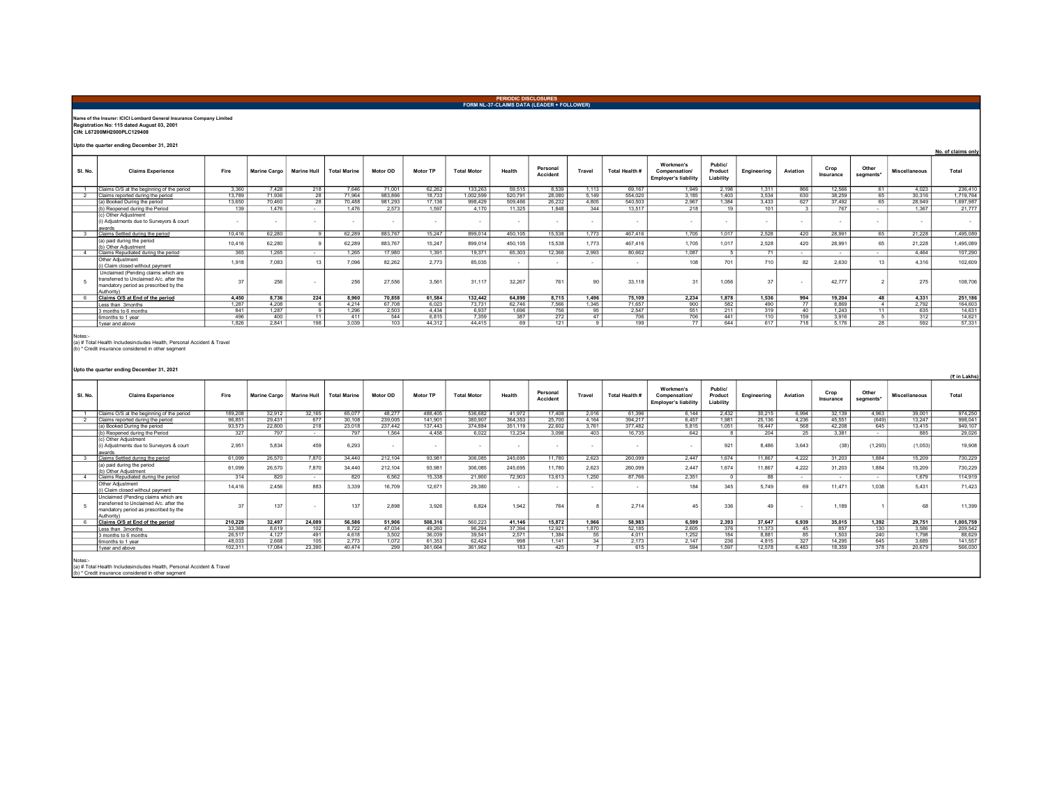# PERIODIC DISCLOSURES

## FORM NL-37-CLAIMS DATA (LEADER + FOLLOWER)

**Name of the Insurer: ICICI Lombard General Insurance Company Limited**
**Registration No: 115 dated August 03, 2001**
**CIN: L67200MH2000PLC129408**

**Upto the quarter ending December 31, 2021**

No. of claims only

| Sl. No. | Claims Experience | Fire | Marine Cargo | Marine Hull | Total Marine | Motor OD | Motor TP | Total Motor | Health | Personal Accident | Travel | Total Health # | Workmen's Compensation/ Employer's liability | Public/ Product Liability | Engineering | Aviation | Crop Insurance | Other segments* | Miscellaneous | Total |
|---|---|---|---|---|---|---|---|---|---|---|---|---|---|---|---|---|---|---|---|---|
| 1 | Claims O/S at the beginning of the period | 3,360 | 7,428 | 218 | 7,646 | 71,001 | 62,262 | 133,263 | 59,515 | 8,539 | 1,113 | 69,167 | 1,949 | 2,198 | 1,311 | 866 | 12,566 | 61 | 4,023 | 236,410 |
| 2 | Claims reported during the period | 13,789 | 71,936 | 28 | 71,964 | 983,866 | 18,733 | 1,002,599 | 520,791 | 28,080 | 5,149 | 554,020 | 3,185 | 1,403 | 3,534 | 630 | 38,259 | 65 | 30,316 | 1,719,764 |
| | (a) Booked During the period | 13,650 | 70,460 | 28 | 70,488 | 981,293 | 17,136 | 998,429 | 509,466 | 26,232 | 4,805 | 540,503 | 2,967 | 1,384 | 3,433 | 627 | 37,492 | 65 | 28,949 | 1,697,987 |
| | (b) Reopened during the Period | 139 | 1,476 | - | 1,476 | 2,573 | 1,597 | 4,170 | 11,325 | 1,848 | 344 | 13,517 | 218 | 19 | 101 | 3 | 767 | - | 1,367 | 21,777 |
| | (c) Other Adjustment (i) Adjustments due to Surveyors & court awards | - | - | - | - | - | - | - | - | - | - | - | - | - | - | - | - | - | - | - |
| 3 | Claims Settled during the period | 10,416 | 62,280 | 9 | 62,289 | 883,767 | 15,247 | 899,014 | 450,105 | 15,538 | 1,773 | 467,416 | 1,705 | 1,017 | 2,528 | 420 | 28,991 | 65 | 21,228 | 1,495,089 |
| | (a) paid during the period (b) Other Adjustment | 10,416 | 62,280 | 9 | 62,289 | 883,767 | 15,247 | 899,014 | 450,105 | 15,538 | 1,773 | 467,416 | 1,705 | 1,017 | 2,528 | 420 | 28,991 | 65 | 21,228 | 1,495,089 |
| 4 | Claims Repudiated during the period | 365 | 1,265 | - | 1,265 | 17,980 | 1,391 | 19,371 | 65,303 | 12,366 | 2,993 | 80,662 | 1,087 | 5 | 71 | - | - | - | 4,464 | 107,290 |
| | Other Adjustment (i) Claim closed without payment | 1,918 | 7,083 | 13 | 7,096 | 82,262 | 2,773 | 85,035 | - | - | - | - | 108 | 701 | 710 | 82 | 2,630 | 13 | 4,316 | 102,609 |
| 5 | Unclaimed (Pending claims which are transferred to Unclaimed A/c. after the mandatory period as prescribed by the Authority) | 37 | 256 | - | 256 | 27,556 | 3,561 | 31,117 | 32,267 | 761 | 90 | 33,118 | 31 | 1,056 | 37 | - | 42,777 | 2 | 275 | 108,706 |
| 6 | **Claims O/S at End of the period** | **4,450** | **8,736** | **224** | **8,960** | **70,858** | **61,584** | **132,442** | **64,898** | **8,715** | **1,496** | **75,109** | **2,234** | **1,878** | **1,536** | **994** | **19,204** | **48** | **4,331** | **251,186** |
| | Less than 3months | 1,287 | 4,208 | 6 | 4,214 | 67,708 | 6,023 | 73,731 | 62,746 | 7,566 | 1,345 | 71,657 | 900 | 582 | 490 | 77 | 8,869 | 4 | 2,792 | 164,603 |
| | 3 months to 6 months | 841 | 1,287 | 9 | 1,296 | 2,503 | 4,434 | 6,937 | 1,696 | 756 | 95 | 2,547 | 551 | 211 | 319 | 40 | 1,243 | 11 | 635 | 14,631 |
| | 6months to 1 year | 496 | 400 | 11 | 411 | 544 | 6,815 | 7,359 | 387 | 272 | 47 | 706 | 706 | 441 | 110 | 159 | 3,916 | 5 | 312 | 14,621 |
| | 1year and above | 1,826 | 2,841 | 198 | 3,039 | 103 | 44,312 | 44,415 | 69 | 121 | 9 | 199 | 77 | 644 | 617 | 718 | 5,176 | 28 | 592 | 57,331 |

Notes:-
(a) # Total Health Includesincludes Health, Personal Accident & Travel
(b) * Credit insurance considered in other segment

**Upto the quarter ending December 31, 2021**

(₹ in Lakhs)

| Sl. No. | Claims Experience | Fire | Marine Cargo | Marine Hull | Total Marine | Motor OD | Motor TP | Total Motor | Health | Personal Accident | Travel | Total Health # | Workmen's Compensation/ Employer's liability | Public/ Product Liability | Engineering | Aviation | Crop Insurance | Other segments* | Miscellaneous | Total |
|---|---|---|---|---|---|---|---|---|---|---|---|---|---|---|---|---|---|---|---|---|
| 1 | Claims O/S at the beginning of the period | 189,208 | 32,912 | 32,165 | 65,077 | 48,277 | 488,405 | 536,682 | 41,972 | 17,408 | 2,016 | 61,396 | 6,144 | 2,432 | 30,215 | 6,994 | 32,139 | 4,963 | 39,001 | 974,250 |
| 2 | Claims reported during the period | 96,851 | 29,431 | 677 | 30,108 | 239,005 | 141,901 | 380,907 | 364,353 | 25,700 | 4,164 | 394,217 | 6,457 | 1,981 | 25,136 | 4,236 | 45,551 | (649) | 13,247 | 998,041 |
| | (a) Booked During the period | 93,573 | 22,800 | 218 | 23,018 | 237,442 | 137,443 | 374,884 | 351,119 | 22,602 | 3,761 | 377,482 | 5,815 | 1,051 | 16,447 | 568 | 42,208 | 645 | 13,415 | 949,107 |
| | (b) Reopened during the Period | 327 | 797 | - | 797 | 1,564 | 4,458 | 6,022 | 13,234 | 3,098 | 403 | 16,735 | 642 | 8 | 204 | 25 | 3,381 | - | 885 | 29,026 |
| | (c) Other Adjustment (i) Adjustments due to Surveyors & court awards | 2,951 | 5,834 | 459 | 6,293 | - | - | - | - | - | - | - | - | 921 | 8,486 | 3,643 | (38) | (1,293) | (1,053) | 19,908 |
| 3 | Claims Settled during the period | 61,099 | 26,570 | 7,870 | 34,440 | 212,104 | 93,981 | 306,085 | 245,695 | 11,780 | 2,623 | 260,099 | 2,447 | 1,674 | 11,867 | 4,222 | 31,203 | 1,884 | 15,209 | 730,229 |
| | (a) paid during the period (b) Other Adjustment | 61,099 | 26,570 | 7,870 | 34,440 | 212,104 | 93,981 | 306,085 | 245,695 | 11,780 | 2,623 | 260,099 | 2,447 | 1,674 | 11,867 | 4,222 | 31,203 | 1,884 | 15,209 | 730,229 |
| 4 | Claims Repudiated during the period | 314 | 820 | - | 820 | 6,562 | 15,338 | 21,900 | 72,903 | 13,613 | 1,250 | 87,766 | 2,351 | 0 | 88 | - | - | - | 1,679 | 114,919 |
| | Other Adjustment (i) Claim closed without payment | 14,416 | 2,456 | 883 | 3,339 | 16,709 | 12,671 | 29,380 | - | - | - | - | 184 | 345 | 5,749 | 69 | 11,471 | 1,038 | 5,431 | 71,423 |
| 5 | Unclaimed (Pending claims which are transferred to Unclaimed A/c. after the mandatory period as prescribed by the Authority) | 37 | 137 | - | 137 | 2,898 | 3,926 | 6,824 | 1,942 | 764 | 8 | 2,714 | 45 | 336 | 49 | - | 1,189 | 1 | 68 | 11,399 |
| 6 | **Claims O/S at End of the period** | **210,229** | **32,497** | **24,089** | **56,586** | **51,906** | **508,316** | **560,223** | **41,146** | **15,872** | **1,966** | **58,983** | **6,599** | **2,393** | **37,647** | **6,939** | **35,015** | **1,392** | **29,751** | **1,005,759** |
| | Less than 3months | 33,368 | 8,619 | 102 | 8,722 | 47,034 | 49,260 | 96,294 | 37,394 | 12,921 | 1,870 | 52,185 | 2,605 | 376 | 11,373 | 45 | 857 | 130 | 3,586 | 209,542 |
| | 3 months to 6 months | 26,517 | 4,127 | 491 | 4,618 | 3,502 | 36,039 | 39,541 | 2,571 | 1,384 | 55 | 4,011 | 1,252 | 184 | 8,881 | 85 | 1,503 | 240 | 1,798 | 88,629 |
| | 6months to 1 year | 48,033 | 2,668 | 105 | 2,773 | 1,072 | 61,353 | 62,424 | 998 | 1,141 | 34 | 2,173 | 2,147 | 236 | 4,815 | 327 | 14,295 | 645 | 3,689 | 141,557 |
| | 1year and above | 102,311 | 17,084 | 23,390 | 40,474 | 299 | 361,664 | 361,962 | 183 | 425 | 7 | 615 | 594 | 1,597 | 12,578 | 6,483 | 18,359 | 378 | 20,679 | 566,030 |

Notes:-
(a) # Total Health Includesincludes Health, Personal Accident & Travel
(b) * Credit insurance considered in other segment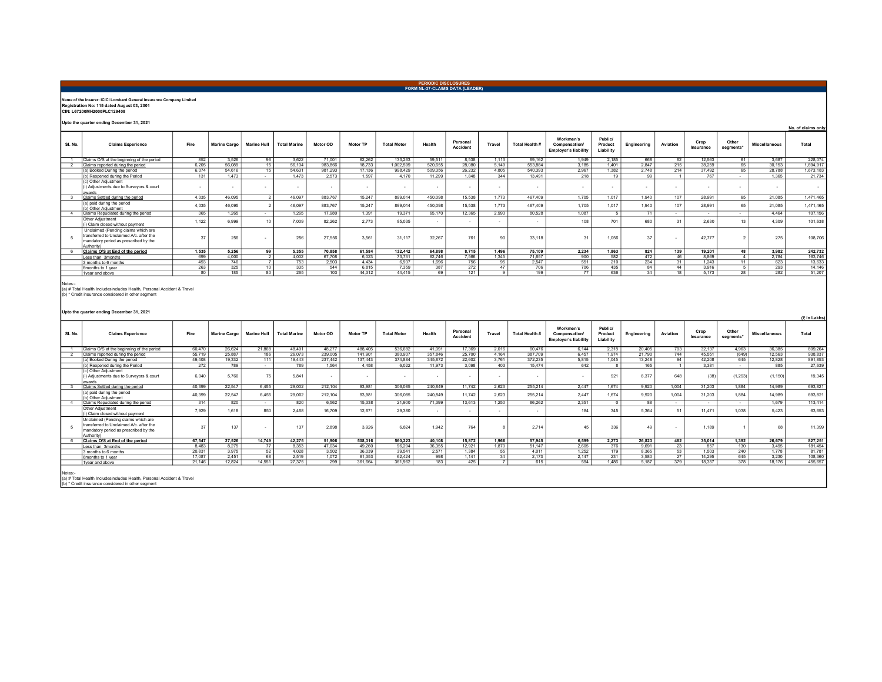## PERIODIC DISCLOSURES
## FORM NL-37-CLAIMS DATA (LEADER)

**Name of the Insurer: ICICI Lombard General Insurance Company Limited**
**Registration No: 115 dated August 03, 2001**
**CIN: L67200MH2000PLC129408**

**Upto the quarter ending December 31, 2021**

No. of claims only

| Sl. No. | Claims Experience | Fire | Marine Cargo | Marine Hull | Total Marine | Motor OD | Motor TP | Total Motor | Health | Personal Accident | Travel | Total Health # | Workmen's Compensation/ Employer's liability | Public/ Product Liability | Engineering | Aviation | Crop Insurance | Other segments* | Miscellaneous | Total |
|---|---|---|---|---|---|---|---|---|---|---|---|---|---|---|---|---|---|---|---|---|
| 1 | Claims O/S at the beginning of the period | 852 | 3,526 | 96 | 3,622 | 71,001 | 62,262 | 133,263 | 59,511 | 8,538 | 1,113 | 69,162 | 1,949 | 2,185 | 668 | 62 | 12,563 | 61 | 3,687 | 228,074 |
| 2 | Claims reported during the period | 6,205 | 56,089 | 15 | 56,104 | 983,866 | 18,733 | 1,002,599 | 520,655 | 28,080 | 5,149 | 553,884 | 3,185 | 1,401 | 2,847 | 215 | 38,259 | 65 | 30,153 | 1,694,917 |
| | (a) Booked During the period | 6,074 | 54,616 | 15 | 54,631 | 981,293 | 17,136 | 998,429 | 509,356 | 26,232 | 4,805 | 540,393 | 2,967 | 1,382 | 2,748 | 214 | 37,492 | 65 | 28,788 | 1,673,183 |
| | (b) Reopened during the Period | 131 | 1,473 | - | 1,473 | 2,573 | 1,597 | 4,170 | 11,299 | 1,848 | 344 | 13,491 | 218 | 19 | 99 | 1 | 767 | - | 1,365 | 21,734 |
| | (c) Other Adjustment (i) Adjustments due to Surveyors & court awards | - | - | - | - | - | - | - | - | - | - | - | - | - | - | - | - | - | - | - |
| 3 | Claims Settled during the period | 4,035 | 46,095 | 2 | 46,097 | 883,767 | 15,247 | 899,014 | 450,098 | 15,538 | 1,773 | 467,409 | 1,705 | 1,017 | 1,940 | 107 | 28,991 | 65 | 21,085 | 1,471,465 |
| | (a) paid during the period (b) Other Adjustment | 4,035 | 46,095 | 2 | 46,097 | 883,767 | 15,247 | 899,014 | 450,098 | 15,538 | 1,773 | 467,409 | 1,705 | 1,017 | 1,940 | 107 | 28,991 | 65 | 21,085 | 1,471,465 |
| 4 | Claims Repudiated during the period | 365 | 1,265 | - | 1,265 | 17,980 | 1,391 | 19,371 | 65,170 | 12,365 | 2,993 | 80,528 | 1,087 | 5 | 71 | - | - | - | 4,464 | 107,156 |
| | Other Adjustment (i) Claim closed without payment | 1,122 | 6,999 | 10 | 7,009 | 82,262 | 2,773 | 85,035 | - | - | - | - | 108 | 701 | 680 | 31 | 2,630 | 13 | 4,309 | 101,638 |
| 5 | Unclaimed (Pending claims which are transferred to Unclaimed A/c. after the mandatory period as prescribed by the Authority) | 37 | 256 | - | 256 | 27,556 | 3,561 | 31,117 | 32,267 | 761 | 90 | 33,118 | 31 | 1,056 | 37 | - | 42,777 | 2 | 275 | 108,706 |
| 6 | **Claims O/S at End of the period** | **1,535** | **5,256** | **99** | **5,355** | **70,858** | **61,584** | **132,442** | **64,898** | **8,715** | **1,496** | **75,109** | **2,234** | **1,863** | **824** | **139** | **19,201** | **48** | **3,982** | **242,732** |
| | Less than 3months | 699 | 4,000 | 2 | 4,002 | 67,708 | 6,023 | 73,731 | 62,746 | 7,566 | 1,345 | 71,657 | 900 | 582 | 472 | 46 | 8,869 | 4 | 2,784 | 163,746 |
| | 3 months to 6 months | 493 | 746 | 7 | 753 | 2,503 | 4,434 | 6,937 | 1,696 | 756 | 95 | 2,547 | 551 | 210 | 234 | 31 | 1,243 | 11 | 623 | 13,633 |
| | 6months to 1 year | 263 | 325 | 10 | 335 | 544 | 6,815 | 7,359 | 387 | 272 | 47 | 706 | 706 | 435 | 84 | 44 | 3,916 | 5 | 293 | 14,146 |
| | 1year and above | 80 | 185 | 80 | 265 | 103 | 44,312 | 44,415 | 69 | 121 | 9 | 199 | 77 | 636 | 34 | 18 | 5,173 | 28 | 282 | 51,207 |

Notes:-
(a) # Total Health Includesincludes Health, Personal Accident & Travel
(b) * Credit insurance considered in other segment

**Upto the quarter ending December 31, 2021**

(₹ in Lakhs)

| Sl. No. | Claims Experience | Fire | Marine Cargo | Marine Hull | Total Marine | Motor OD | Motor TP | Total Motor | Health | Personal Accident | Travel | Total Health # | Workmen's Compensation/ Employer's liability | Public/ Product Liability | Engineering | Aviation | Crop Insurance | Other segments* | Miscellaneous | Total |
|---|---|---|---|---|---|---|---|---|---|---|---|---|---|---|---|---|---|---|---|---|
| 1 | Claims O/S at the beginning of the period | 60,470 | 26,624 | 21,868 | 48,491 | 48,277 | 488,405 | 536,682 | 41,091 | 17,369 | 2,016 | 60,476 | 6,144 | 2,318 | 20,405 | 793 | 32,137 | 4,963 | 36,385 | 809,264 |
| 2 | Claims reported during the period | 55,719 | 25,887 | 186 | 26,073 | 239,005 | 141,901 | 380,907 | 357,846 | 25,700 | 4,164 | 387,709 | 6,457 | 1,974 | 21,790 | 744 | 45,551 | (649) | 12,563 | 938,837 |
| | (a) Booked During the period | 49,408 | 19,332 | 111 | 19,443 | 237,442 | 137,443 | 374,884 | 345,872 | 22,602 | 3,761 | 372,235 | 5,815 | 1,045 | 13,248 | 94 | 42,208 | 645 | 12,828 | 891,853 |
| | (b) Reopened during the Period | 272 | 789 | - | 789 | 1,564 | 4,458 | 6,022 | 11,973 | 3,098 | 403 | 15,474 | 642 | 8 | 165 | 1 | 3,381 | - | 885 | 27,639 |
| | (c) Other Adjustment (i) Adjustments due to Surveyors & court awards | 6,040 | 5,766 | 75 | 5,841 | - | - | - | - | - | - | - | - | 921 | 8,377 | 648 | (38) | (1,293) | (1,150) | 19,345 |
| 3 | Claims Settled during the period | 40,399 | 22,547 | 6,455 | 29,002 | 212,104 | 93,981 | 306,085 | 240,849 | 11,742 | 2,623 | 255,214 | 2,447 | 1,674 | 9,920 | 1,004 | 31,203 | 1,884 | 14,989 | 693,821 |
| | (a) paid during the period (b) Other Adjustment | 40,399 | 22,547 | 6,455 | 29,002 | 212,104 | 93,981 | 306,085 | 240,849 | 11,742 | 2,623 | 255,214 | 2,447 | 1,674 | 9,920 | 1,004 | 31,203 | 1,884 | 14,989 | 693,821 |
| 4 | Claims Repudiated during the period | 314 | 820 | - | 820 | 6,562 | 15,338 | 21,900 | 71,399 | 13,613 | 1,250 | 86,262 | 2,351 | 0 | 88 | - | - | - | 1,679 | 113,414 |
| | Other Adjustment (i) Claim closed without payment | 7,929 | 1,618 | 850 | 2,468 | 16,709 | 12,671 | 29,380 | - | - | - | - | 184 | 345 | 5,364 | 51 | 11,471 | 1,038 | 5,423 | 63,653 |
| 5 | Unclaimed (Pending claims which are transferred to Unclaimed A/c. after the mandatory period as prescribed by the Authority) | 37 | 137 | - | 137 | 2,898 | 3,926 | 6,824 | 1,942 | 764 | 8 | 2,714 | 45 | 336 | 49 | - | 1,189 | 1 | 68 | 11,399 |
| 6 | **Claims O/S at End of the period** | **67,547** | **27,526** | **14,749** | **42,275** | **51,906** | **508,316** | **560,223** | **40,108** | **15,872** | **1,966** | **57,945** | **6,599** | **2,273** | **26,823** | **482** | **35,014** | **1,392** | **26,679** | **827,251** |
| | Less than 3months | 8,483 | 8,275 | 77 | 8,353 | 47,034 | 49,260 | 96,294 | 36,355 | 12,921 | 1,870 | 51,147 | 2,605 | 376 | 9,691 | 23 | 857 | 130 | 3,495 | 181,454 |
| | 3 months to 6 months | 20,831 | 3,975 | 52 | 4,028 | 3,502 | 36,039 | 39,541 | 2,571 | 1,384 | 55 | 4,011 | 1,252 | 179 | 8,365 | 53 | 1,503 | 240 | 1,778 | 81,761 |
| | 6months to 1 year | 17,087 | 2,451 | 68 | 2,519 | 1,072 | 61,353 | 62,424 | 998 | 1,141 | 34 | 2,173 | 2,147 | 231 | 3,580 | 27 | 14,295 | 645 | 3,230 | 108,360 |
| | 1year and above | 21,146 | 12,824 | 14,551 | 27,375 | 299 | 361,664 | 361,962 | 183 | 425 | 7 | 615 | 594 | 1,486 | 5,187 | 379 | 18,357 | 378 | 18,176 | 455,657 |

Notes:-
(a) # Total Health Includesincludes Health, Personal Accident & Travel
(b) * Credit insurance considered in other segment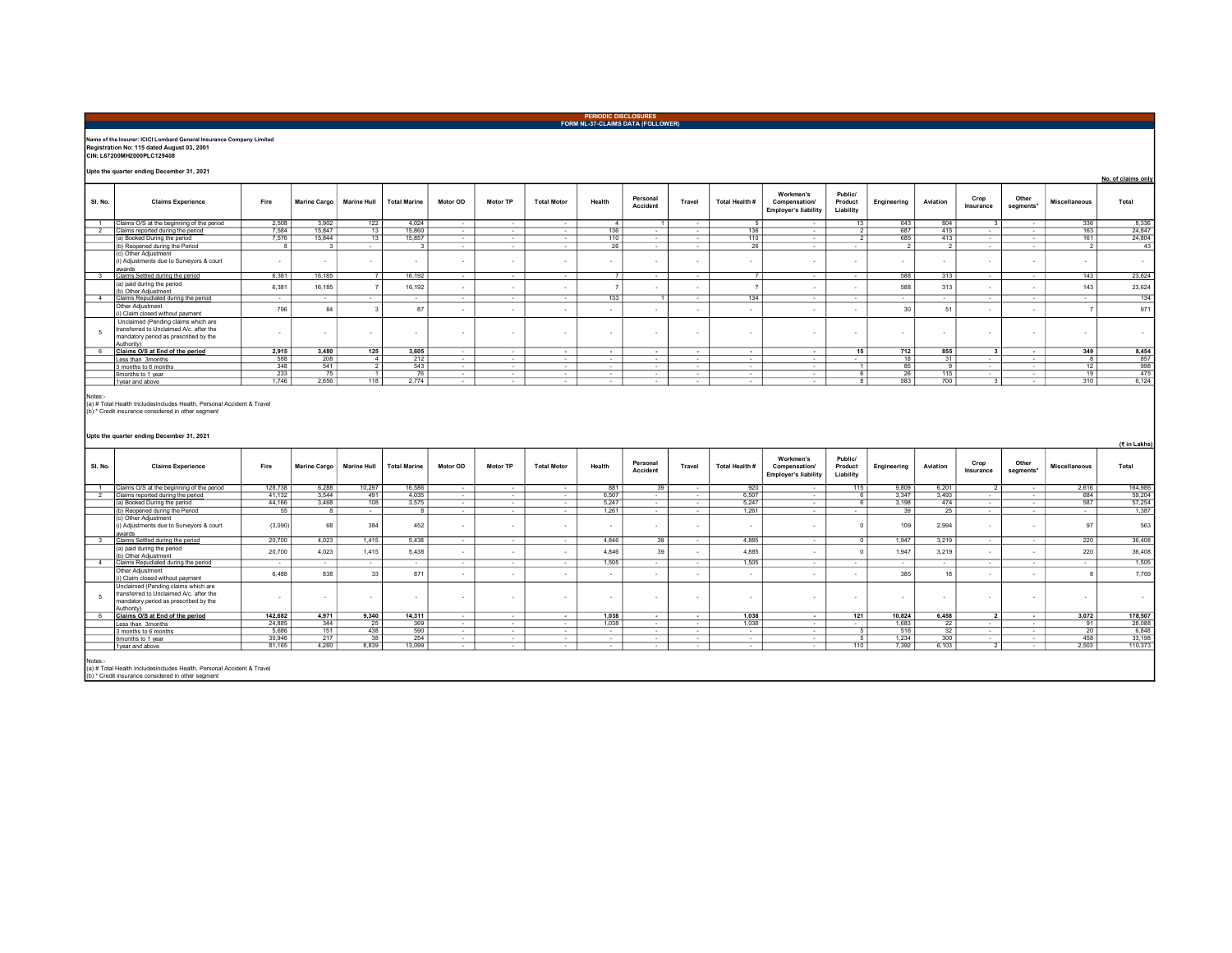PERIODIC DISCLOSURES
FORM NL-37-CLAIMS DATA (FOLLOWER)

**Name of the Insurer: ICICI Lombard General Insurance Company Limited**
**Registration No: 115 dated August 03, 2001**
**CIN: L67200MH2000PLC129408**

**Upto the quarter ending December 31, 2021**

No. of claims only

| Sl. No. | Claims Experience | Fire | Marine Cargo | Marine Hull | Total Marine | Motor OD | Motor TP | Total Motor | Health | Personal Accident | Travel | Total Health # | Workmen's Compensation/ Employer's liability | Public/ Product Liability | Engineering | Aviation | Crop Insurance | Other segments* | Miscellaneous | Total |
|---|---|---|---|---|---|---|---|---|---|---|---|---|---|---|---|---|---|---|---|---|
| 1 | Claims O/S at the beginning of the period | 2,508 | 3,902 | 122 | 4,024 | - | - | - | 4 | 1 | - | 5 | - | 13 | 643 | 804 | 3 | - | 336 | 8,336 |
| 2 | Claims reported during the period | 7,584 | 15,847 | 13 | 15,860 | - | - | - | 136 | - | - | 136 | - | 2 | 687 | 415 | - | - | 163 | 24,847 |
| | (a) Booked During the period | 7,576 | 15,844 | 13 | 15,857 | - | - | - | 110 | - | - | 110 | - | 2 | 685 | 413 | - | - | 161 | 24,804 |
| | (b) Reopened during the Period | 8 | 3 | - | 3 | - | - | - | 26 | - | - | 26 | - | - | 2 | 2 | - | - | 2 | 43 |
| | (c) Other Adjustment (i) Adjustments due to Surveyors & court awards | - | - | - | - | - | - | - | - | - | - | - | - | - | - | - | - | - | - | - |
| 3 | Claims Settled during the period | 6,381 | 16,185 | 7 | 16,192 | - | - | - | 7 | - | - | 7 | - | - | 588 | 313 | - | - | 143 | 23,624 |
| | (a) paid during the period (b) Other Adjustment | 6,381 | 16,185 | 7 | 16,192 | - | - | - | 7 | - | - | 7 | - | - | 588 | 313 | - | - | 143 | 23,624 |
| 4 | Claims Repudiated during the period | - | - | - | - | - | - | - | 133 | 1 | - | 134 | - | - | - | - | - | - | - | 134 |
| | Other Adjustment (i) Claim closed without payment | 796 | 84 | 3 | 87 | - | - | - | - | - | - | - | - | - | 30 | 51 | - | - | 7 | 971 |
| 5 | Unclaimed (Pending claims which are transferred to Unclaimed A/c. after the mandatory period as prescribed by the Authority) | - | - | - | - | - | - | - | - | - | - | - | - | - | - | - | - | - | - | - |
| 6 | **Claims O/S at End of the period** | **2,915** | **3,480** | **125** | **3,605** | - | - | **-** | **-** | **-** | **-** | **-** | **-** | **15** | **712** | **855** | **3** | **-** | **349** | **8,454** |
| | Less than 3months | 588 | 208 | 4 | 212 | - | - | - | - | - | - | - | - | - | 18 | 31 | - | - | 8 | 857 |
| | 3 months to 6 months | 348 | 541 | 2 | 543 | - | - | - | - | - | - | - | - | 1 | 85 | 9 | - | - | 12 | 998 |
| | 6months to 1 year | 233 | 75 | 1 | 76 | - | - | - | - | - | - | - | - | 6 | 26 | 115 | - | - | 19 | 475 |
| | 1year and above | 1,746 | 2,656 | 118 | 2,774 | - | - | - | - | - | - | - | - | 8 | 583 | 700 | 3 | - | 310 | 6,124 |

Notes:-
(a) # Total Health Includesincludes Health, Personal Accident & Travel
(b) * Credit insurance considered in other segment

**Upto the quarter ending December 31, 2021**

(₹ in Lakhs)

| Sl. No. | Claims Experience | Fire | Marine Cargo | Marine Hull | Total Marine | Motor OD | Motor TP | Total Motor | Health | Personal Accident | Travel | Total Health # | Workmen's Compensation/ Employer's liability | Public/ Product Liability | Engineering | Aviation | Crop Insurance | Other segments* | Miscellaneous | Total |
|---|---|---|---|---|---|---|---|---|---|---|---|---|---|---|---|---|---|---|---|---|
| 1 | Claims O/S at the beginning of the period | 128,738 | 6,288 | 10,297 | 16,586 | - | - | - | 881 | 39 | - | 920 | - | 115 | 9,809 | 6,201 | 2 | - | 2,616 | 164,986 |
| 2 | Claims reported during the period | 41,132 | 3,544 | 491 | 4,035 | - | - | - | 6,507 | - | - | 6,507 | - | 6 | 3,347 | 3,493 | - | - | 684 | 59,204 |
| | (a) Booked During the period | 44,166 | 3,468 | 108 | 3,575 | - | - | - | 5,247 | - | - | 5,247 | - | 6 | 3,198 | 474 | - | - | 587 | 57,254 |
| | (b) Reopened during the Period | 55 | 8 | - | 8 | - | - | - | 1,261 | - | - | 1,261 | - | - | 39 | 25 | - | - | - | 1,387 |
| | (c) Other Adjustment (i) Adjustments due to Surveyors & court awards | (3,090) | 68 | 384 | 452 | - | - | - | - | - | - | - | - | 0 | 109 | 2,994 | - | - | 97 | 563 |
| 3 | Claims Settled during the period | 20,700 | 4,023 | 1,415 | 5,438 | - | - | - | 4,846 | 39 | - | 4,885 | - | 0 | 1,947 | 3,219 | - | - | 220 | 36,408 |
| | (a) paid during the period (b) Other Adjustment | 20,700 | 4,023 | 1,415 | 5,438 | - | - | - | 4,846 | 39 | - | 4,885 | - | 0 | 1,947 | 3,219 | - | - | 220 | 36,408 |
| 4 | Claims Repudiated during the period | - | - | - | - | - | - | - | 1,505 | - | - | 1,505 | - | - | - | - | - | - | - | 1,505 |
| | Other Adjustment (i) Claim closed without payment | 6,488 | 838 | 33 | 871 | - | - | - | - | - | - | - | - | - | 385 | 18 | - | - | 8 | 7,769 |
| 5 | Unclaimed (Pending claims which are transferred to Unclaimed A/c. after the mandatory period as prescribed by the Authority) | - | - | - | - | - | - | - | - | - | - | - | - | - | - | - | - | - | - | - |
| 6 | **Claims O/S at End of the period** | **142,682** | **4,971** | **9,340** | **14,311** | - | - | **-** | **1,038** | **-** | **-** | **1,038** | **-** | **121** | **10,824** | **6,458** | **2** | **-** | **3,072** | **178,507** |
| | Less than 3months | 24,885 | 344 | 25 | 369 | - | - | - | 1,038 | - | - | 1,038 | - | - | 1,683 | 22 | - | - | 91 | 28,088 |
| | 3 months to 6 months | 5,686 | 151 | 438 | 590 | - | - | - | - | - | - | - | - | 5 | 516 | 32 | - | - | 20 | 6,848 |
| | 6months to 1 year | 30,946 | 217 | 38 | 254 | - | - | - | - | - | - | - | - | 5 | 1,234 | 300 | - | - | 458 | 33,198 |
| | 1year and above | 81,165 | 4,260 | 8,839 | 13,099 | - | - | - | - | - | - | - | - | 110 | 7,392 | 6,103 | 2 | - | 2,503 | 110,373 |

Notes:-
(a) # Total Health Includesincludes Health, Personal Accident & Travel
(b) * Credit insurance considered in other segment